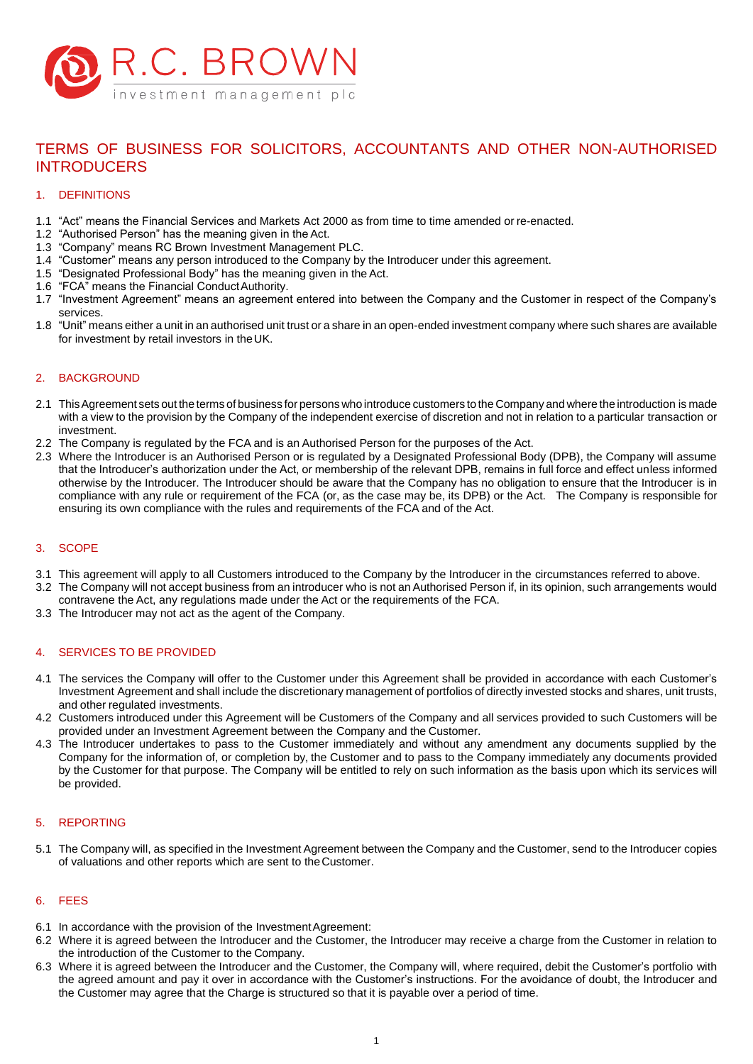R.C. BROWN

investment management plc

# TERMS OF BUSINESS FOR SOLICITORS, ACCOUNTANTS AND OTHER NON-AUTHORISED INTRODUCERS

## 1. DEFINITIONS

1.1 "Act" means the Financial Services and Markets Act 2000 as from time to time amended or re-enacted.
1.2 "Authorised Person" has the meaning given in the Act.
1.3 "Company" means RC Brown Investment Management PLC.
1.4 "Customer" means any person introduced to the Company by the Introducer under this agreement.
1.5 "Designated Professional Body" has the meaning given in the Act.
1.6 "FCA" means the Financial Conduct Authority.
1.7 "Investment Agreement" means an agreement entered into between the Company and the Customer in respect of the Company's services.
1.8 "Unit" means either a unit in an authorised unit trust or a share in an open-ended investment company where such shares are available for investment by retail investors in the UK.

## 2. BACKGROUND

2.1 This Agreement sets out the terms of business for persons who introduce customers to the Company and where the introduction is made with a view to the provision by the Company of the independent exercise of discretion and not in relation to a particular transaction or investment.
2.2 The Company is regulated by the FCA and is an Authorised Person for the purposes of the Act.
2.3 Where the Introducer is an Authorised Person or is regulated by a Designated Professional Body (DPB), the Company will assume that the Introducer's authorization under the Act, or membership of the relevant DPB, remains in full force and effect unless informed otherwise by the Introducer. The Introducer should be aware that the Company has no obligation to ensure that the Introducer is in compliance with any rule or requirement of the FCA (or, as the case may be, its DPB) or the Act. The Company is responsible for ensuring its own compliance with the rules and requirements of the FCA and of the Act.

## 3. SCOPE

3.1 This agreement will apply to all Customers introduced to the Company by the Introducer in the circumstances referred to above.
3.2 The Company will not accept business from an introducer who is not an Authorised Person if, in its opinion, such arrangements would contravene the Act, any regulations made under the Act or the requirements of the FCA.
3.3 The Introducer may not act as the agent of the Company.

## 4. SERVICES TO BE PROVIDED

4.1 The services the Company will offer to the Customer under this Agreement shall be provided in accordance with each Customer's Investment Agreement and shall include the discretionary management of portfolios of directly invested stocks and shares, unit trusts, and other regulated investments.
4.2 Customers introduced under this Agreement will be Customers of the Company and all services provided to such Customers will be provided under an Investment Agreement between the Company and the Customer.
4.3 The Introducer undertakes to pass to the Customer immediately and without any amendment any documents supplied by the Company for the information of, or completion by, the Customer and to pass to the Company immediately any documents provided by the Customer for that purpose. The Company will be entitled to rely on such information as the basis upon which its services will be provided.

## 5. REPORTING

5.1 The Company will, as specified in the Investment Agreement between the Company and the Customer, send to the Introducer copies of valuations and other reports which are sent to the Customer.

## 6. FEES

6.1 In accordance with the provision of the Investment Agreement:
6.2 Where it is agreed between the Introducer and the Customer, the Introducer may receive a charge from the Customer in relation to the introduction of the Customer to the Company.
6.3 Where it is agreed between the Introducer and the Customer, the Company will, where required, debit the Customer's portfolio with the agreed amount and pay it over in accordance with the Customer's instructions. For the avoidance of doubt, the Introducer and the Customer may agree that the Charge is structured so that it is payable over a period of time.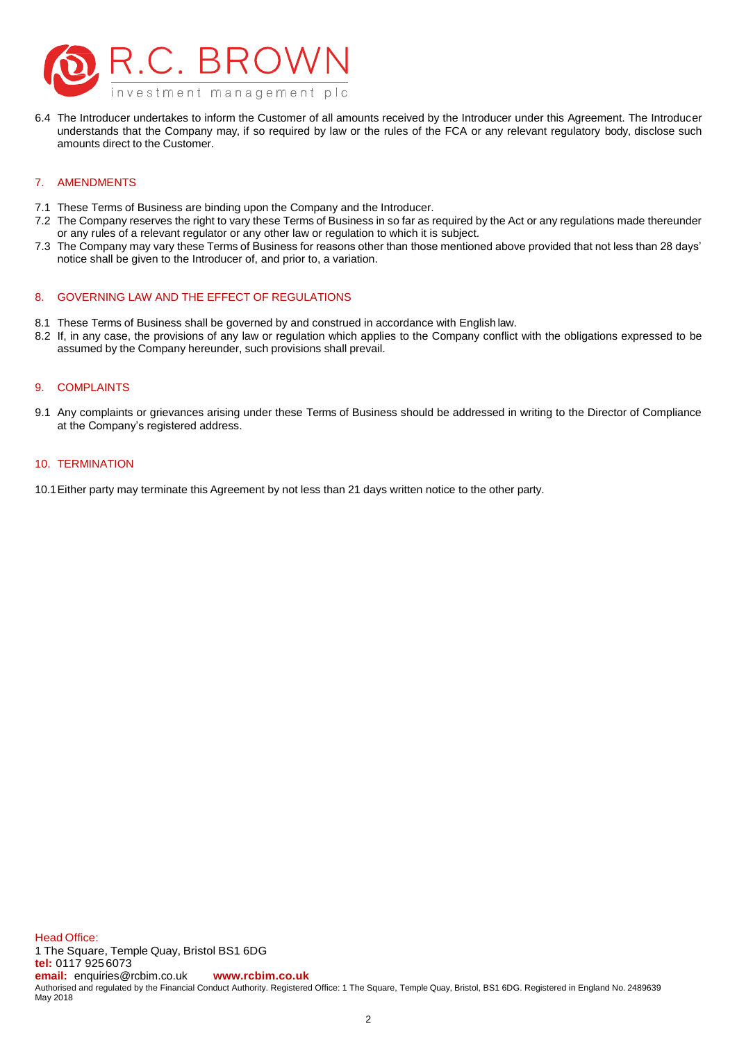6.4 The Introducer undertakes to inform the Customer of all amounts received by the Introducer under this Agreement. The Introducer understands that the Company may, if so required by law or the rules of the FCA or any relevant regulatory body, disclose such amounts direct to the Customer.

## 7. AMENDMENTS

7.1 These Terms of Business are binding upon the Company and the Introducer.

7.2 The Company reserves the right to vary these Terms of Business in so far as required by the Act or any regulations made thereunder or any rules of a relevant regulator or any other law or regulation to which it is subject.

7.3 The Company may vary these Terms of Business for reasons other than those mentioned above provided that not less than 28 days' notice shall be given to the Introducer of, and prior to, a variation.

## 8. GOVERNING LAW AND THE EFFECT OF REGULATIONS

8.1 These Terms of Business shall be governed by and construed in accordance with English law.

8.2 If, in any case, the provisions of any law or regulation which applies to the Company conflict with the obligations expressed to be assumed by the Company hereunder, such provisions shall prevail.

## 9. COMPLAINTS

9.1 Any complaints or grievances arising under these Terms of Business should be addressed in writing to the Director of Compliance at the Company's registered address.

## 10. TERMINATION

10.1 Either party may terminate this Agreement by not less than 21 days written notice to the other party.